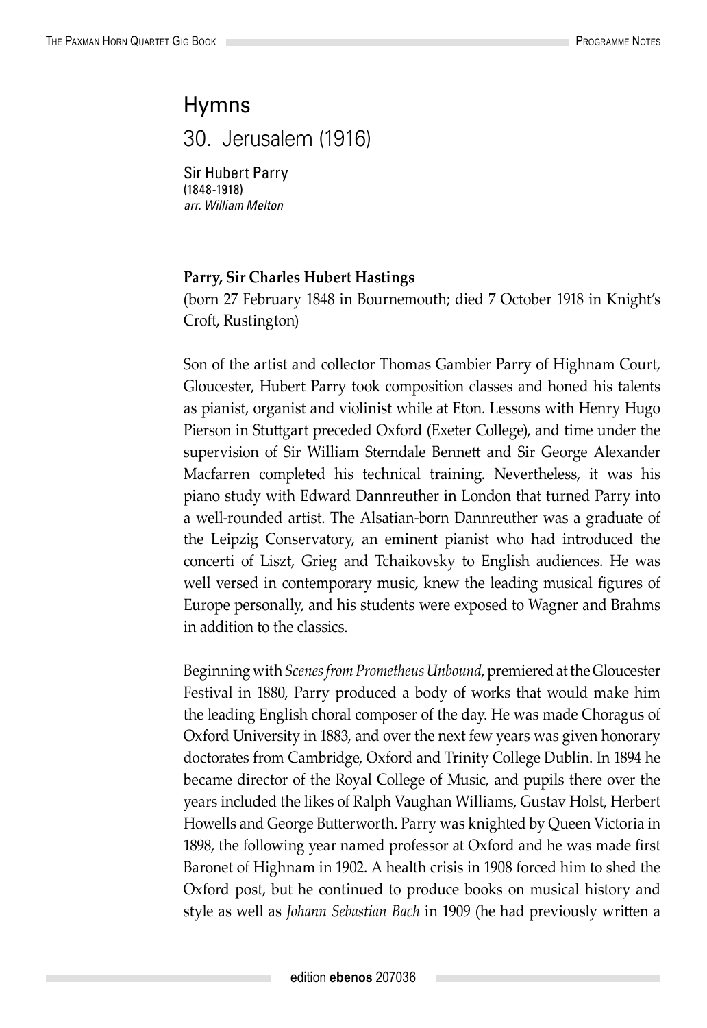# Hymns

## 30. Jerusalem (1916)

Sir Hubert Parry
(1848-1918)
*arr. William Melton*

**Parry, Sir Charles Hubert Hastings**
(born 27 February 1848 in Bournemouth; died 7 October 1918 in Knight's Croft, Rustington)

Son of the artist and collector Thomas Gambier Parry of Highnam Court, Gloucester, Hubert Parry took composition classes and honed his talents as pianist, organist and violinist while at Eton. Lessons with Henry Hugo Pierson in Stuttgart preceded Oxford (Exeter College), and time under the supervision of Sir William Sterndale Bennett and Sir George Alexander Macfarren completed his technical training. Nevertheless, it was his piano study with Edward Dannreuther in London that turned Parry into a well-rounded artist. The Alsatian-born Dannreuther was a graduate of the Leipzig Conservatory, an eminent pianist who had introduced the concerti of Liszt, Grieg and Tchaikovsky to English audiences. He was well versed in contemporary music, knew the leading musical figures of Europe personally, and his students were exposed to Wagner and Brahms in addition to the classics.

Beginning with *Scenes from Prometheus Unbound*, premiered at the Gloucester Festival in 1880, Parry produced a body of works that would make him the leading English choral composer of the day. He was made Choragus of Oxford University in 1883, and over the next few years was given honorary doctorates from Cambridge, Oxford and Trinity College Dublin. In 1894 he became director of the Royal College of Music, and pupils there over the years included the likes of Ralph Vaughan Williams, Gustav Holst, Herbert Howells and George Butterworth. Parry was knighted by Queen Victoria in 1898, the following year named professor at Oxford and he was made first Baronet of Highnam in 1902. A health crisis in 1908 forced him to shed the Oxford post, but he continued to produce books on musical history and style as well as *Johann Sebastian Bach* in 1909 (he had previously written a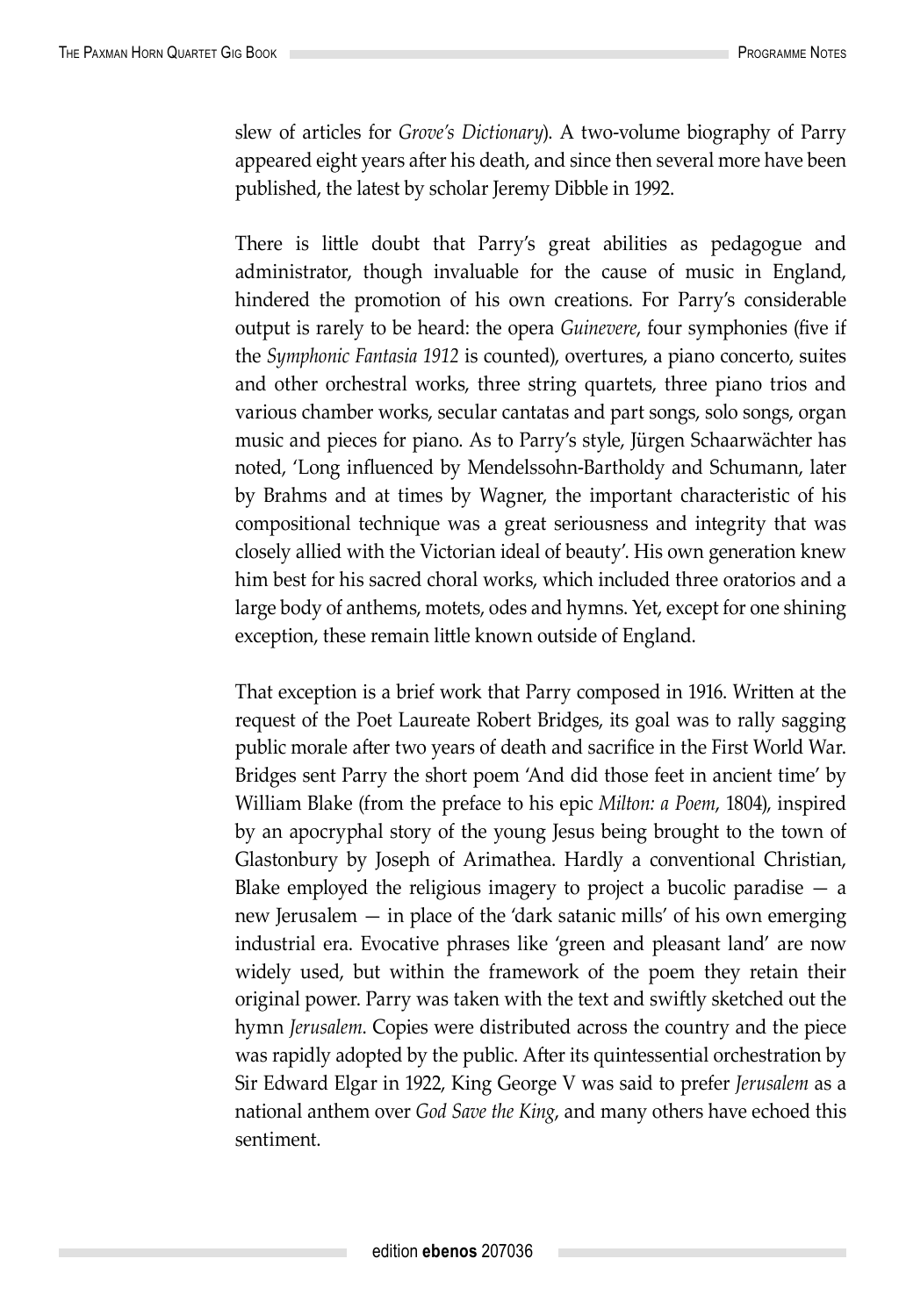slew of articles for *Grove's Dictionary*). A two-volume biography of Parry appeared eight years after his death, and since then several more have been published, the latest by scholar Jeremy Dibble in 1992.

There is little doubt that Parry's great abilities as pedagogue and administrator, though invaluable for the cause of music in England, hindered the promotion of his own creations. For Parry's considerable output is rarely to be heard: the opera *Guinevere*, four symphonies (five if the *Symphonic Fantasia 1912* is counted), overtures, a piano concerto, suites and other orchestral works, three string quartets, three piano trios and various chamber works, secular cantatas and part songs, solo songs, organ music and pieces for piano. As to Parry's style, Jürgen Schaarwächter has noted, 'Long influenced by Mendelssohn-Bartholdy and Schumann, later by Brahms and at times by Wagner, the important characteristic of his compositional technique was a great seriousness and integrity that was closely allied with the Victorian ideal of beauty'. His own generation knew him best for his sacred choral works, which included three oratorios and a large body of anthems, motets, odes and hymns. Yet, except for one shining exception, these remain little known outside of England.

That exception is a brief work that Parry composed in 1916. Written at the request of the Poet Laureate Robert Bridges, its goal was to rally sagging public morale after two years of death and sacrifice in the First World War. Bridges sent Parry the short poem 'And did those feet in ancient time' by William Blake (from the preface to his epic *Milton: a Poem*, 1804), inspired by an apocryphal story of the young Jesus being brought to the town of Glastonbury by Joseph of Arimathea. Hardly a conventional Christian, Blake employed the religious imagery to project a bucolic paradise — a new Jerusalem — in place of the 'dark satanic mills' of his own emerging industrial era. Evocative phrases like 'green and pleasant land' are now widely used, but within the framework of the poem they retain their original power. Parry was taken with the text and swiftly sketched out the hymn *Jerusalem*. Copies were distributed across the country and the piece was rapidly adopted by the public. After its quintessential orchestration by Sir Edward Elgar in 1922, King George V was said to prefer *Jerusalem* as a national anthem over *God Save the King*, and many others have echoed this sentiment.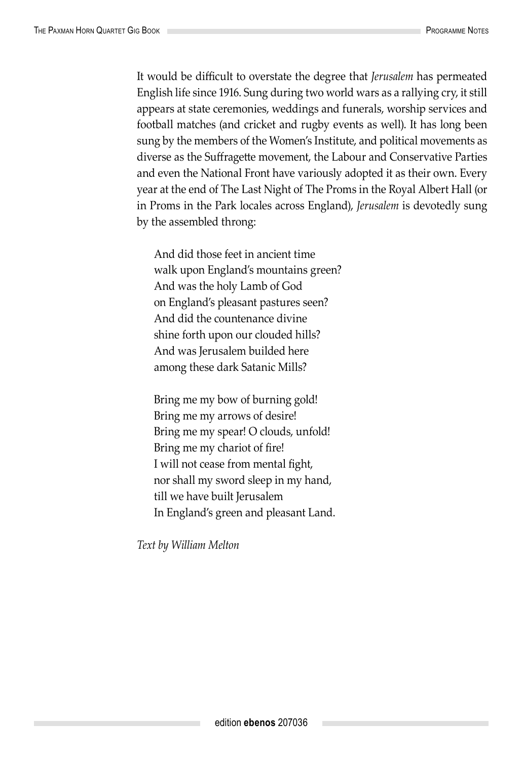It would be difficult to overstate the degree that *Jerusalem* has permeated English life since 1916. Sung during two world wars as a rallying cry, it still appears at state ceremonies, weddings and funerals, worship services and football matches (and cricket and rugby events as well). It has long been sung by the members of the Women's Institute, and political movements as diverse as the Suffragette movement, the Labour and Conservative Parties and even the National Front have variously adopted it as their own. Every year at the end of The Last Night of The Proms in the Royal Albert Hall (or in Proms in the Park locales across England), *Jerusalem* is devotedly sung by the assembled throng:

> And did those feet in ancient time
> walk upon England's mountains green?
> And was the holy Lamb of God
> on England's pleasant pastures seen?
> And did the countenance divine
> shine forth upon our clouded hills?
> And was Jerusalem builded here
> among these dark Satanic Mills?
>
> Bring me my bow of burning gold!
> Bring me my arrows of desire!
> Bring me my spear! O clouds, unfold!
> Bring me my chariot of fire!
> I will not cease from mental fight,
> nor shall my sword sleep in my hand,
> till we have built Jerusalem
> In England's green and pleasant Land.

*Text by William Melton*